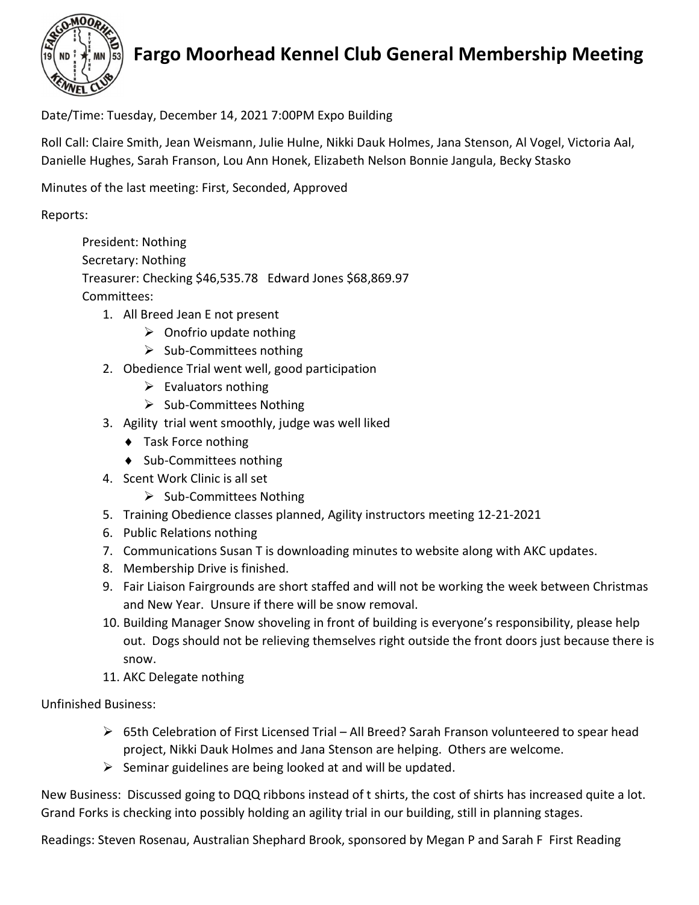# Fargo Moorhead Kennel Club General Membership Meeting

Date/Time: Tuesday, December 14, 2021 7:00PM Expo Building

Roll Call: Claire Smith, Jean Weismann, Julie Hulne, Nikki Dauk Holmes, Jana Stenson, Al Vogel, Victoria Aal, Danielle Hughes, Sarah Franson, Lou Ann Honek, Elizabeth Nelson Bonnie Jangula, Becky Stasko

Minutes of the last meeting: First, Seconded, Approved

Reports:

President: Nothing
Secretary: Nothing
Treasurer: Checking $46,535.78 Edward Jones $68,869.97
Committees:

1. All Breed Jean E not present
   - Onofrio update nothing
   - Sub-Committees nothing
2. Obedience Trial went well, good participation
   - Evaluators nothing
   - Sub-Committees Nothing
3. Agility trial went smoothly, judge was well liked
   - Task Force nothing
   - Sub-Committees nothing
4. Scent Work Clinic is all set
   - Sub-Committees Nothing
5. Training Obedience classes planned, Agility instructors meeting 12-21-2021
6. Public Relations nothing
7. Communications Susan T is downloading minutes to website along with AKC updates.
8. Membership Drive is finished.
9. Fair Liaison Fairgrounds are short staffed and will not be working the week between Christmas and New Year. Unsure if there will be snow removal.
10. Building Manager Snow shoveling in front of building is everyone's responsibility, please help out. Dogs should not be relieving themselves right outside the front doors just because there is snow.
11. AKC Delegate nothing

Unfinished Business:

- 65th Celebration of First Licensed Trial – All Breed? Sarah Franson volunteered to spear head project, Nikki Dauk Holmes and Jana Stenson are helping. Others are welcome.
- Seminar guidelines are being looked at and will be updated.

New Business: Discussed going to DQQ ribbons instead of t shirts, the cost of shirts has increased quite a lot. Grand Forks is checking into possibly holding an agility trial in our building, still in planning stages.

Readings: Steven Rosenau, Australian Shephard Brook, sponsored by Megan P and Sarah F First Reading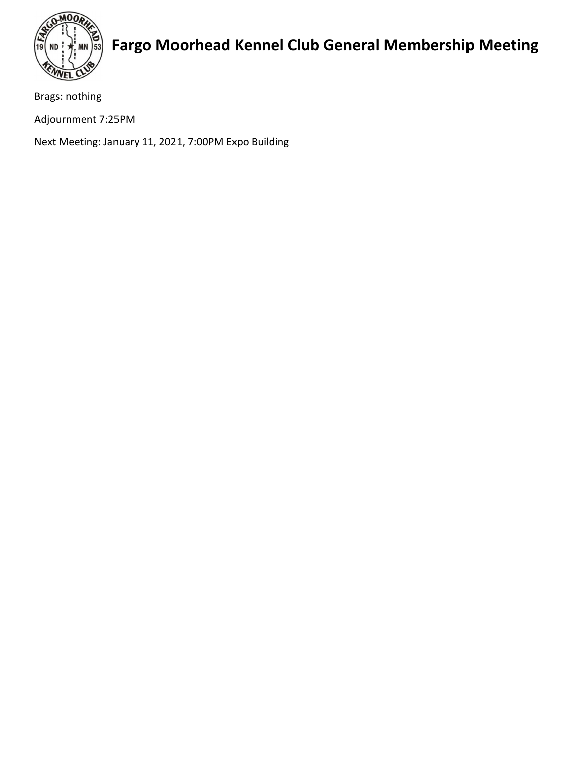# Fargo Moorhead Kennel Club General Membership Meeting

Brags: nothing

Adjournment 7:25PM

Next Meeting: January 11, 2021, 7:00PM Expo Building